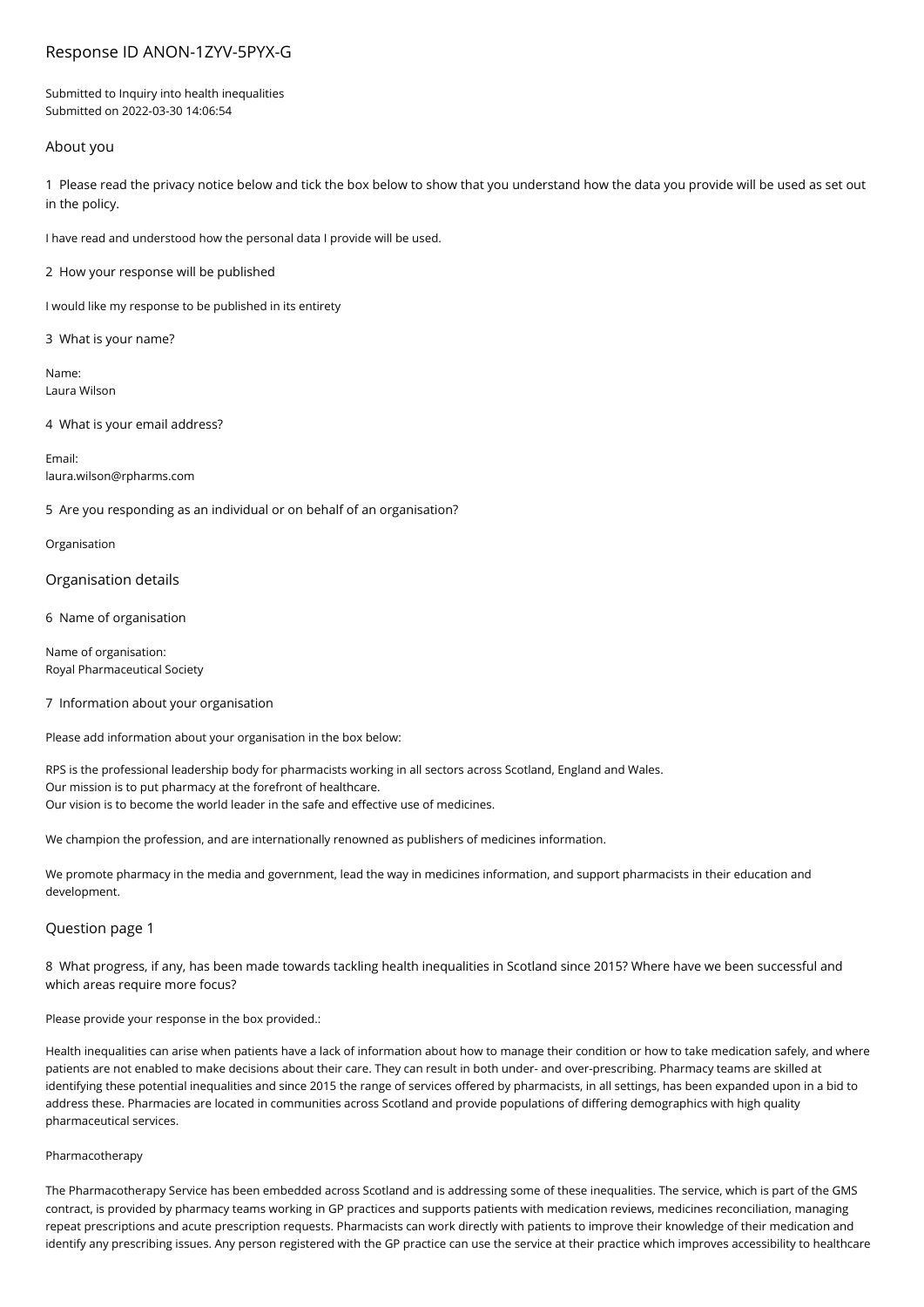# Response ID ANON-1ZYV-5PYX-G

Submitted to Inquiry into health inequalities
Submitted on 2022-03-30 14:06:54

## About you

1 Please read the privacy notice below and tick the box below to show that you understand how the data you provide will be used as set out in the policy.

I have read and understood how the personal data I provide will be used.

2 How your response will be published

I would like my response to be published in its entirety

3 What is your name?

Name:
Laura Wilson

4 What is your email address?

Email:
laura.wilson@rpharms.com

5 Are you responding as an individual or on behalf of an organisation?

Organisation

## Organisation details

6 Name of organisation

Name of organisation:
Royal Pharmaceutical Society

7 Information about your organisation

Please add information about your organisation in the box below:

RPS is the professional leadership body for pharmacists working in all sectors across Scotland, England and Wales.
Our mission is to put pharmacy at the forefront of healthcare.
Our vision is to become the world leader in the safe and effective use of medicines.

We champion the profession, and are internationally renowned as publishers of medicines information.

We promote pharmacy in the media and government, lead the way in medicines information, and support pharmacists in their education and development.

## Question page 1

8 What progress, if any, has been made towards tackling health inequalities in Scotland since 2015? Where have we been successful and which areas require more focus?

Please provide your response in the box provided.:

Health inequalities can arise when patients have a lack of information about how to manage their condition or how to take medication safely, and where patients are not enabled to make decisions about their care. They can result in both under- and over-prescribing. Pharmacy teams are skilled at identifying these potential inequalities and since 2015 the range of services offered by pharmacists, in all settings, has been expanded upon in a bid to address these. Pharmacies are located in communities across Scotland and provide populations of differing demographics with high quality pharmaceutical services.

Pharmacotherapy

The Pharmacotherapy Service has been embedded across Scotland and is addressing some of these inequalities. The service, which is part of the GMS contract, is provided by pharmacy teams working in GP practices and supports patients with medication reviews, medicines reconciliation, managing repeat prescriptions and acute prescription requests. Pharmacists can work directly with patients to improve their knowledge of their medication and identify any prescribing issues. Any person registered with the GP practice can use the service at their practice which improves accessibility to healthcare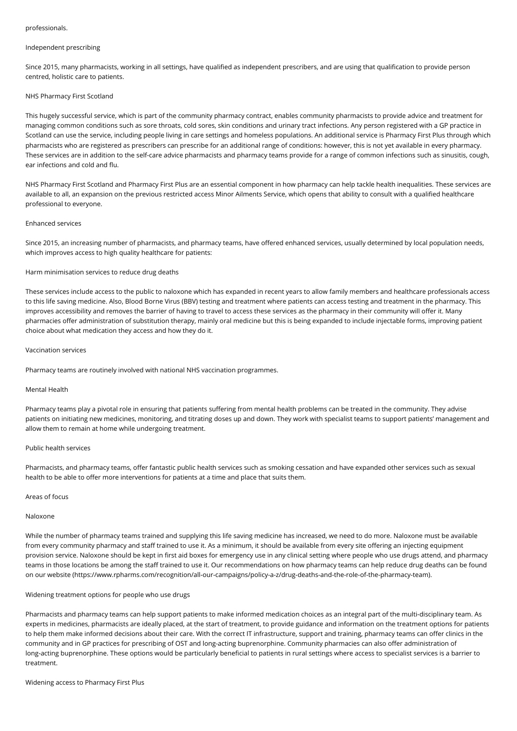professionals.

## Independent prescribing

Since 2015, many pharmacists, working in all settings, have qualified as independent prescribers, and are using that qualification to provide person centred, holistic care to patients.

## NHS Pharmacy First Scotland

This hugely successful service, which is part of the community pharmacy contract, enables community pharmacists to provide advice and treatment for managing common conditions such as sore throats, cold sores, skin conditions and urinary tract infections. Any person registered with a GP practice in Scotland can use the service, including people living in care settings and homeless populations. An additional service is Pharmacy First Plus through which pharmacists who are registered as prescribers can prescribe for an additional range of conditions: however, this is not yet available in every pharmacy. These services are in addition to the self-care advice pharmacists and pharmacy teams provide for a range of common infections such as sinusitis, cough, ear infections and cold and flu.

NHS Pharmacy First Scotland and Pharmacy First Plus are an essential component in how pharmacy can help tackle health inequalities. These services are available to all, an expansion on the previous restricted access Minor Ailments Service, which opens that ability to consult with a qualified healthcare professional to everyone.

## Enhanced services

Since 2015, an increasing number of pharmacists, and pharmacy teams, have offered enhanced services, usually determined by local population needs, which improves access to high quality healthcare for patients:

### Harm minimisation services to reduce drug deaths

These services include access to the public to naloxone which has expanded in recent years to allow family members and healthcare professionals access to this life saving medicine. Also, Blood Borne Virus (BBV) testing and treatment where patients can access testing and treatment in the pharmacy. This improves accessibility and removes the barrier of having to travel to access these services as the pharmacy in their community will offer it. Many pharmacies offer administration of substitution therapy, mainly oral medicine but this is being expanded to include injectable forms, improving patient choice about what medication they access and how they do it.

### Vaccination services

Pharmacy teams are routinely involved with national NHS vaccination programmes.

### Mental Health

Pharmacy teams play a pivotal role in ensuring that patients suffering from mental health problems can be treated in the community. They advise patients on initiating new medicines, monitoring, and titrating doses up and down. They work with specialist teams to support patients' management and allow them to remain at home while undergoing treatment.

### Public health services

Pharmacists, and pharmacy teams, offer fantastic public health services such as smoking cessation and have expanded other services such as sexual health to be able to offer more interventions for patients at a time and place that suits them.

## Areas of focus

### Naloxone

While the number of pharmacy teams trained and supplying this life saving medicine has increased, we need to do more. Naloxone must be available from every community pharmacy and staff trained to use it. As a minimum, it should be available from every site offering an injecting equipment provision service. Naloxone should be kept in first aid boxes for emergency use in any clinical setting where people who use drugs attend, and pharmacy teams in those locations be among the staff trained to use it. Our recommendations on how pharmacy teams can help reduce drug deaths can be found on our website (https://www.rpharms.com/recognition/all-our-campaigns/policy-a-z/drug-deaths-and-the-role-of-the-pharmacy-team).

### Widening treatment options for people who use drugs

Pharmacists and pharmacy teams can help support patients to make informed medication choices as an integral part of the multi-disciplinary team. As experts in medicines, pharmacists are ideally placed, at the start of treatment, to provide guidance and information on the treatment options for patients to help them make informed decisions about their care. With the correct IT infrastructure, support and training, pharmacy teams can offer clinics in the community and in GP practices for prescribing of OST and long-acting buprenorphine. Community pharmacies can also offer administration of long-acting buprenorphine. These options would be particularly beneficial to patients in rural settings where access to specialist services is a barrier to treatment.

### Widening access to Pharmacy First Plus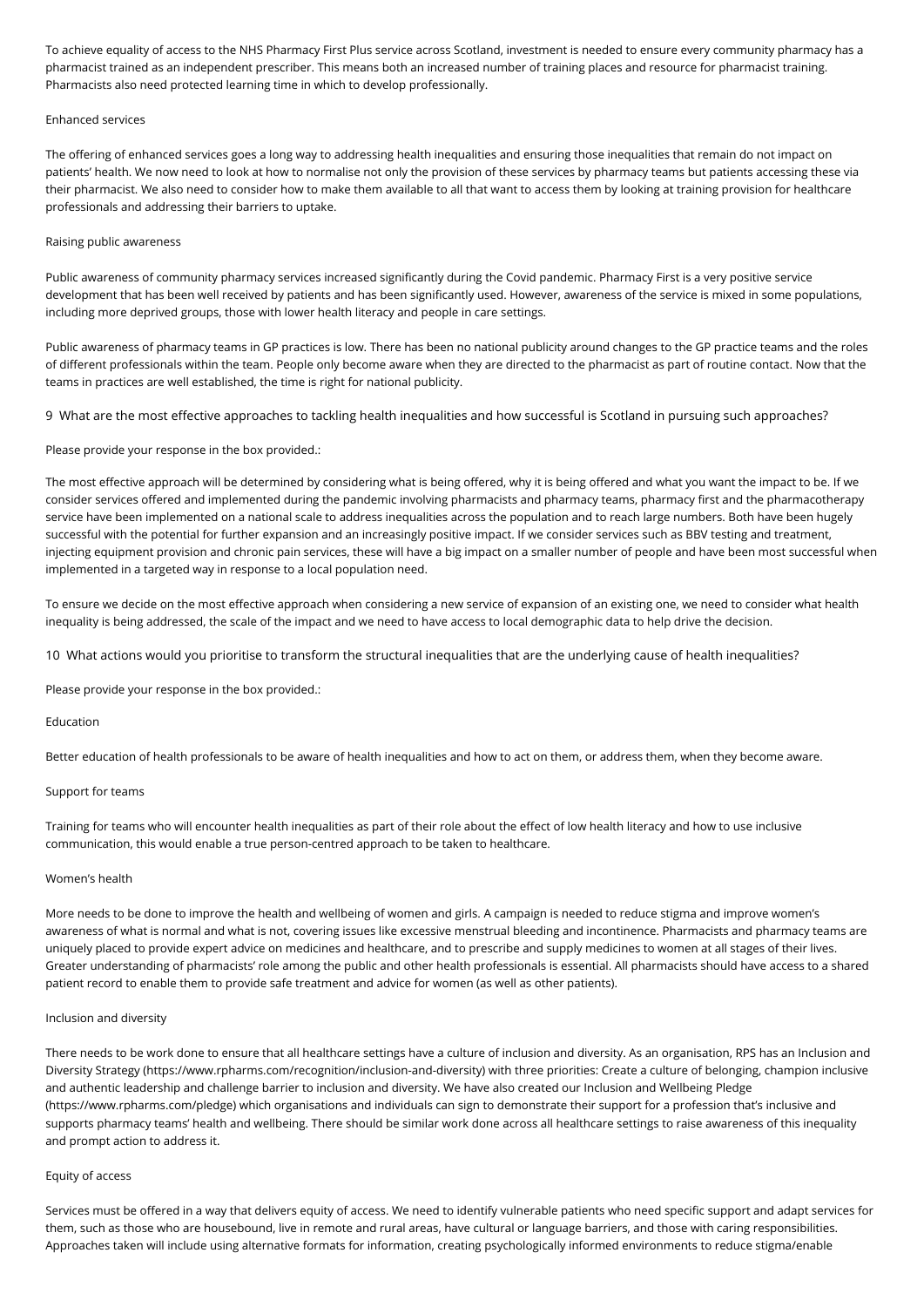To achieve equality of access to the NHS Pharmacy First Plus service across Scotland, investment is needed to ensure every community pharmacy has a pharmacist trained as an independent prescriber. This means both an increased number of training places and resource for pharmacist training. Pharmacists also need protected learning time in which to develop professionally.

Enhanced services

The offering of enhanced services goes a long way to addressing health inequalities and ensuring those inequalities that remain do not impact on patients' health. We now need to look at how to normalise not only the provision of these services by pharmacy teams but patients accessing these via their pharmacist. We also need to consider how to make them available to all that want to access them by looking at training provision for healthcare professionals and addressing their barriers to uptake.

Raising public awareness

Public awareness of community pharmacy services increased significantly during the Covid pandemic. Pharmacy First is a very positive service development that has been well received by patients and has been significantly used. However, awareness of the service is mixed in some populations, including more deprived groups, those with lower health literacy and people in care settings.

Public awareness of pharmacy teams in GP practices is low. There has been no national publicity around changes to the GP practice teams and the roles of different professionals within the team. People only become aware when they are directed to the pharmacist as part of routine contact. Now that the teams in practices are well established, the time is right for national publicity.

## 9 What are the most effective approaches to tackling health inequalities and how successful is Scotland in pursuing such approaches?

Please provide your response in the box provided.:

The most effective approach will be determined by considering what is being offered, why it is being offered and what you want the impact to be. If we consider services offered and implemented during the pandemic involving pharmacists and pharmacy teams, pharmacy first and the pharmacotherapy service have been implemented on a national scale to address inequalities across the population and to reach large numbers. Both have been hugely successful with the potential for further expansion and an increasingly positive impact. If we consider services such as BBV testing and treatment, injecting equipment provision and chronic pain services, these will have a big impact on a smaller number of people and have been most successful when implemented in a targeted way in response to a local population need.

To ensure we decide on the most effective approach when considering a new service of expansion of an existing one, we need to consider what health inequality is being addressed, the scale of the impact and we need to have access to local demographic data to help drive the decision.

## 10 What actions would you prioritise to transform the structural inequalities that are the underlying cause of health inequalities?

Please provide your response in the box provided.:

Education

Better education of health professionals to be aware of health inequalities and how to act on them, or address them, when they become aware.

Support for teams

Training for teams who will encounter health inequalities as part of their role about the effect of low health literacy and how to use inclusive communication, this would enable a true person-centred approach to be taken to healthcare.

Women's health

More needs to be done to improve the health and wellbeing of women and girls. A campaign is needed to reduce stigma and improve women's awareness of what is normal and what is not, covering issues like excessive menstrual bleeding and incontinence. Pharmacists and pharmacy teams are uniquely placed to provide expert advice on medicines and healthcare, and to prescribe and supply medicines to women at all stages of their lives. Greater understanding of pharmacists' role among the public and other health professionals is essential. All pharmacists should have access to a shared patient record to enable them to provide safe treatment and advice for women (as well as other patients).

Inclusion and diversity

There needs to be work done to ensure that all healthcare settings have a culture of inclusion and diversity. As an organisation, RPS has an Inclusion and Diversity Strategy (https://www.rpharms.com/recognition/inclusion-and-diversity) with three priorities: Create a culture of belonging, champion inclusive and authentic leadership and challenge barrier to inclusion and diversity. We have also created our Inclusion and Wellbeing Pledge (https://www.rpharms.com/pledge) which organisations and individuals can sign to demonstrate their support for a profession that's inclusive and supports pharmacy teams' health and wellbeing. There should be similar work done across all healthcare settings to raise awareness of this inequality and prompt action to address it.

Equity of access

Services must be offered in a way that delivers equity of access. We need to identify vulnerable patients who need specific support and adapt services for them, such as those who are housebound, live in remote and rural areas, have cultural or language barriers, and those with caring responsibilities. Approaches taken will include using alternative formats for information, creating psychologically informed environments to reduce stigma/enable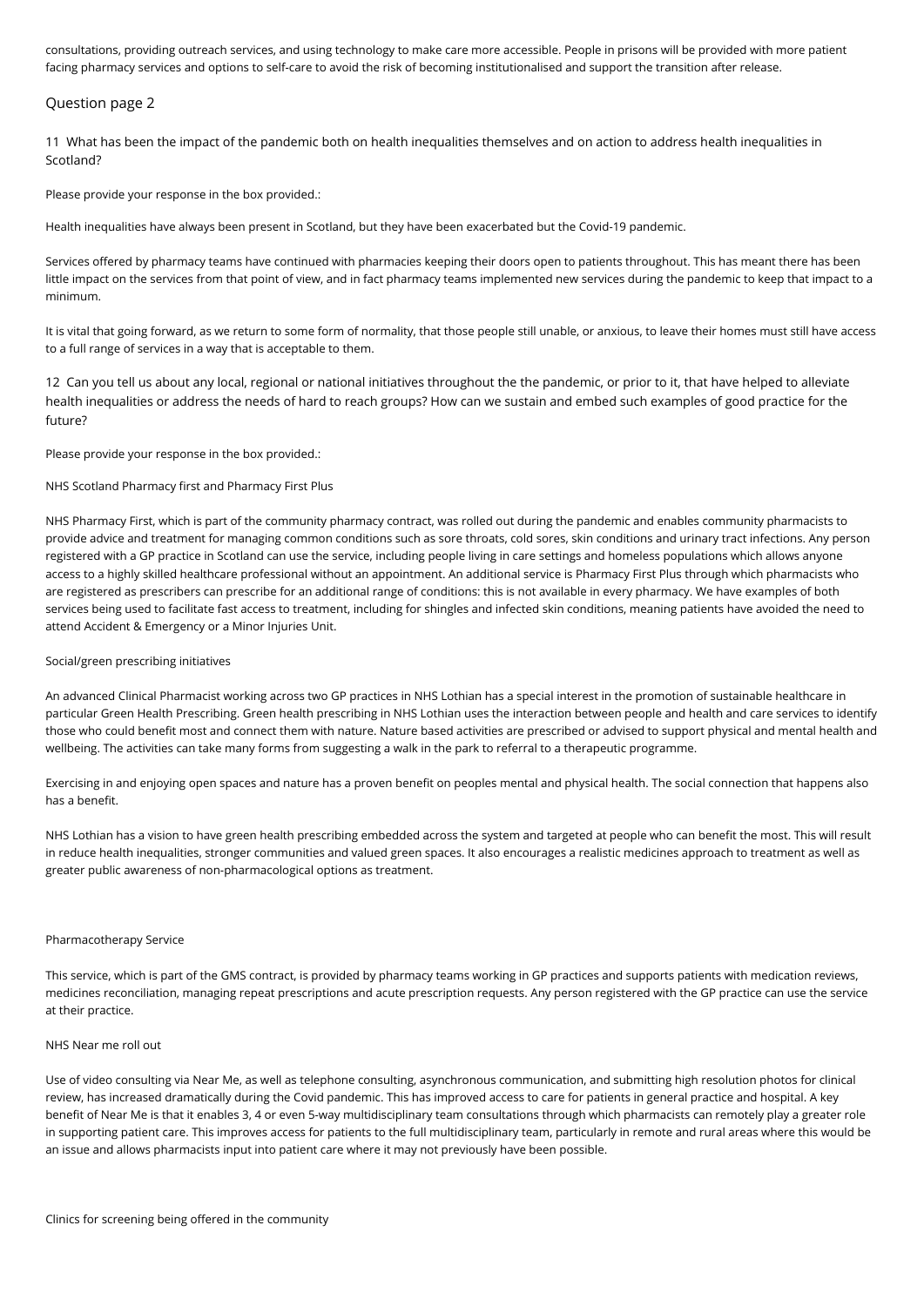consultations, providing outreach services, and using technology to make care more accessible. People in prisons will be provided with more patient facing pharmacy services and options to self-care to avoid the risk of becoming institutionalised and support the transition after release.

## Question page 2

### 11 What has been the impact of the pandemic both on health inequalities themselves and on action to address health inequalities in Scotland?

Please provide your response in the box provided.:

Health inequalities have always been present in Scotland, but they have been exacerbated but the Covid-19 pandemic.

Services offered by pharmacy teams have continued with pharmacies keeping their doors open to patients throughout. This has meant there has been little impact on the services from that point of view, and in fact pharmacy teams implemented new services during the pandemic to keep that impact to a minimum.

It is vital that going forward, as we return to some form of normality, that those people still unable, or anxious, to leave their homes must still have access to a full range of services in a way that is acceptable to them.

### 12 Can you tell us about any local, regional or national initiatives throughout the the pandemic, or prior to it, that have helped to alleviate health inequalities or address the needs of hard to reach groups? How can we sustain and embed such examples of good practice for the future?

Please provide your response in the box provided.:

NHS Scotland Pharmacy first and Pharmacy First Plus

NHS Pharmacy First, which is part of the community pharmacy contract, was rolled out during the pandemic and enables community pharmacists to provide advice and treatment for managing common conditions such as sore throats, cold sores, skin conditions and urinary tract infections. Any person registered with a GP practice in Scotland can use the service, including people living in care settings and homeless populations which allows anyone access to a highly skilled healthcare professional without an appointment. An additional service is Pharmacy First Plus through which pharmacists who are registered as prescribers can prescribe for an additional range of conditions: this is not available in every pharmacy. We have examples of both services being used to facilitate fast access to treatment, including for shingles and infected skin conditions, meaning patients have avoided the need to attend Accident & Emergency or a Minor Injuries Unit.

Social/green prescribing initiatives

An advanced Clinical Pharmacist working across two GP practices in NHS Lothian has a special interest in the promotion of sustainable healthcare in particular Green Health Prescribing. Green health prescribing in NHS Lothian uses the interaction between people and health and care services to identify those who could benefit most and connect them with nature. Nature based activities are prescribed or advised to support physical and mental health and wellbeing. The activities can take many forms from suggesting a walk in the park to referral to a therapeutic programme.

Exercising in and enjoying open spaces and nature has a proven benefit on peoples mental and physical health. The social connection that happens also has a benefit.

NHS Lothian has a vision to have green health prescribing embedded across the system and targeted at people who can benefit the most. This will result in reduce health inequalities, stronger communities and valued green spaces. It also encourages a realistic medicines approach to treatment as well as greater public awareness of non-pharmacological options as treatment.

Pharmacotherapy Service

This service, which is part of the GMS contract, is provided by pharmacy teams working in GP practices and supports patients with medication reviews, medicines reconciliation, managing repeat prescriptions and acute prescription requests. Any person registered with the GP practice can use the service at their practice.

NHS Near me roll out

Use of video consulting via Near Me, as well as telephone consulting, asynchronous communication, and submitting high resolution photos for clinical review, has increased dramatically during the Covid pandemic. This has improved access to care for patients in general practice and hospital. A key benefit of Near Me is that it enables 3, 4 or even 5-way multidisciplinary team consultations through which pharmacists can remotely play a greater role in supporting patient care. This improves access for patients to the full multidisciplinary team, particularly in remote and rural areas where this would be an issue and allows pharmacists input into patient care where it may not previously have been possible.

Clinics for screening being offered in the community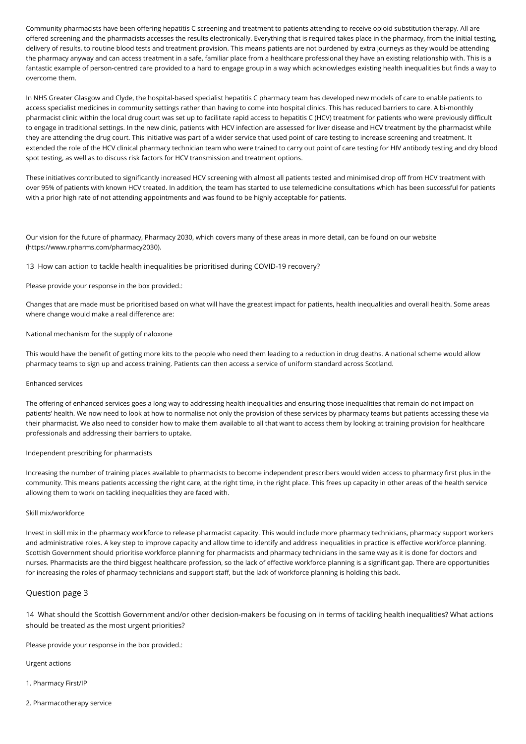Community pharmacists have been offering hepatitis C screening and treatment to patients attending to receive opioid substitution therapy. All are offered screening and the pharmacists accesses the results electronically. Everything that is required takes place in the pharmacy, from the initial testing, delivery of results, to routine blood tests and treatment provision. This means patients are not burdened by extra journeys as they would be attending the pharmacy anyway and can access treatment in a safe, familiar place from a healthcare professional they have an existing relationship with. This is a fantastic example of person-centred care provided to a hard to engage group in a way which acknowledges existing health inequalities but finds a way to overcome them.

In NHS Greater Glasgow and Clyde, the hospital-based specialist hepatitis C pharmacy team has developed new models of care to enable patients to access specialist medicines in community settings rather than having to come into hospital clinics. This has reduced barriers to care. A bi-monthly pharmacist clinic within the local drug court was set up to facilitate rapid access to hepatitis C (HCV) treatment for patients who were previously difficult to engage in traditional settings. In the new clinic, patients with HCV infection are assessed for liver disease and HCV treatment by the pharmacist while they are attending the drug court. This initiative was part of a wider service that used point of care testing to increase screening and treatment. It extended the role of the HCV clinical pharmacy technician team who were trained to carry out point of care testing for HIV antibody testing and dry blood spot testing, as well as to discuss risk factors for HCV transmission and treatment options.

These initiatives contributed to significantly increased HCV screening with almost all patients tested and minimised drop off from HCV treatment with over 95% of patients with known HCV treated. In addition, the team has started to use telemedicine consultations which has been successful for patients with a prior high rate of not attending appointments and was found to be highly acceptable for patients.

Our vision for the future of pharmacy, Pharmacy 2030, which covers many of these areas in more detail, can be found on our website (https://www.rpharms.com/pharmacy2030).

13 How can action to tackle health inequalities be prioritised during COVID-19 recovery?

Please provide your response in the box provided.:

Changes that are made must be prioritised based on what will have the greatest impact for patients, health inequalities and overall health. Some areas where change would make a real difference are:

National mechanism for the supply of naloxone

This would have the benefit of getting more kits to the people who need them leading to a reduction in drug deaths. A national scheme would allow pharmacy teams to sign up and access training. Patients can then access a service of uniform standard across Scotland.

Enhanced services

The offering of enhanced services goes a long way to addressing health inequalities and ensuring those inequalities that remain do not impact on patients' health. We now need to look at how to normalise not only the provision of these services by pharmacy teams but patients accessing these via their pharmacist. We also need to consider how to make them available to all that want to access them by looking at training provision for healthcare professionals and addressing their barriers to uptake.

Independent prescribing for pharmacists

Increasing the number of training places available to pharmacists to become independent prescribers would widen access to pharmacy first plus in the community. This means patients accessing the right care, at the right time, in the right place. This frees up capacity in other areas of the health service allowing them to work on tackling inequalities they are faced with.

Skill mix/workforce

Invest in skill mix in the pharmacy workforce to release pharmacist capacity. This would include more pharmacy technicians, pharmacy support workers and administrative roles. A key step to improve capacity and allow time to identify and address inequalities in practice is effective workforce planning. Scottish Government should prioritise workforce planning for pharmacists and pharmacy technicians in the same way as it is done for doctors and nurses. Pharmacists are the third biggest healthcare profession, so the lack of effective workforce planning is a significant gap. There are opportunities for increasing the roles of pharmacy technicians and support staff, but the lack of workforce planning is holding this back.

## Question page 3

14 What should the Scottish Government and/or other decision-makers be focusing on in terms of tackling health inequalities? What actions should be treated as the most urgent priorities?

Please provide your response in the box provided.:

Urgent actions

1. Pharmacy First/IP

2. Pharmacotherapy service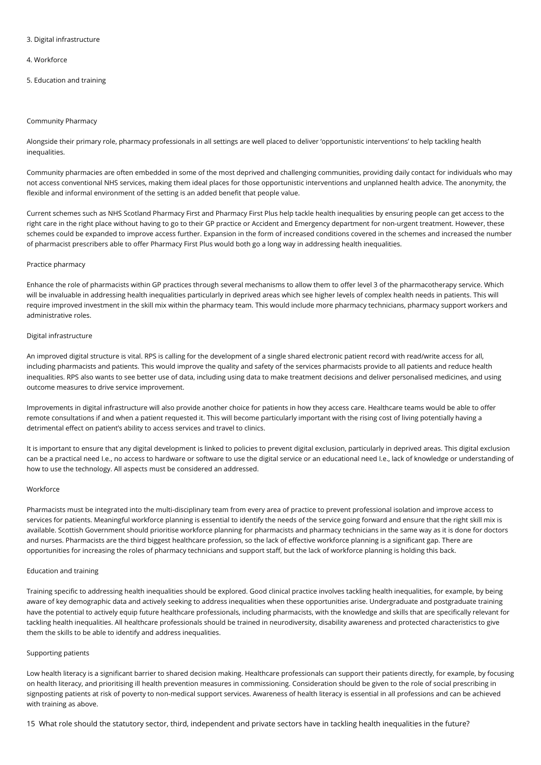3. Digital infrastructure

4. Workforce

5. Education and training

Community Pharmacy

Alongside their primary role, pharmacy professionals in all settings are well placed to deliver 'opportunistic interventions' to help tackling health inequalities.

Community pharmacies are often embedded in some of the most deprived and challenging communities, providing daily contact for individuals who may not access conventional NHS services, making them ideal places for those opportunistic interventions and unplanned health advice. The anonymity, the flexible and informal environment of the setting is an added benefit that people value.

Current schemes such as NHS Scotland Pharmacy First and Pharmacy First Plus help tackle health inequalities by ensuring people can get access to the right care in the right place without having to go to their GP practice or Accident and Emergency department for non-urgent treatment. However, these schemes could be expanded to improve access further. Expansion in the form of increased conditions covered in the schemes and increased the number of pharmacist prescribers able to offer Pharmacy First Plus would both go a long way in addressing health inequalities.

Practice pharmacy

Enhance the role of pharmacists within GP practices through several mechanisms to allow them to offer level 3 of the pharmacotherapy service. Which will be invaluable in addressing health inequalities particularly in deprived areas which see higher levels of complex health needs in patients. This will require improved investment in the skill mix within the pharmacy team. This would include more pharmacy technicians, pharmacy support workers and administrative roles.

Digital infrastructure

An improved digital structure is vital. RPS is calling for the development of a single shared electronic patient record with read/write access for all, including pharmacists and patients. This would improve the quality and safety of the services pharmacists provide to all patients and reduce health inequalities. RPS also wants to see better use of data, including using data to make treatment decisions and deliver personalised medicines, and using outcome measures to drive service improvement.

Improvements in digital infrastructure will also provide another choice for patients in how they access care. Healthcare teams would be able to offer remote consultations if and when a patient requested it. This will become particularly important with the rising cost of living potentially having a detrimental effect on patient's ability to access services and travel to clinics.

It is important to ensure that any digital development is linked to policies to prevent digital exclusion, particularly in deprived areas. This digital exclusion can be a practical need I.e., no access to hardware or software to use the digital service or an educational need I.e., lack of knowledge or understanding of how to use the technology. All aspects must be considered an addressed.

Workforce

Pharmacists must be integrated into the multi-disciplinary team from every area of practice to prevent professional isolation and improve access to services for patients. Meaningful workforce planning is essential to identify the needs of the service going forward and ensure that the right skill mix is available. Scottish Government should prioritise workforce planning for pharmacists and pharmacy technicians in the same way as it is done for doctors and nurses. Pharmacists are the third biggest healthcare profession, so the lack of effective workforce planning is a significant gap. There are opportunities for increasing the roles of pharmacy technicians and support staff, but the lack of workforce planning is holding this back.

Education and training

Training specific to addressing health inequalities should be explored. Good clinical practice involves tackling health inequalities, for example, by being aware of key demographic data and actively seeking to address inequalities when these opportunities arise. Undergraduate and postgraduate training have the potential to actively equip future healthcare professionals, including pharmacists, with the knowledge and skills that are specifically relevant for tackling health inequalities. All healthcare professionals should be trained in neurodiversity, disability awareness and protected characteristics to give them the skills to be able to identify and address inequalities.

Supporting patients

Low health literacy is a significant barrier to shared decision making. Healthcare professionals can support their patients directly, for example, by focusing on health literacy, and prioritising ill health prevention measures in commissioning. Consideration should be given to the role of social prescribing in signposting patients at risk of poverty to non-medical support services. Awareness of health literacy is essential in all professions and can be achieved with training as above.

15 What role should the statutory sector, third, independent and private sectors have in tackling health inequalities in the future?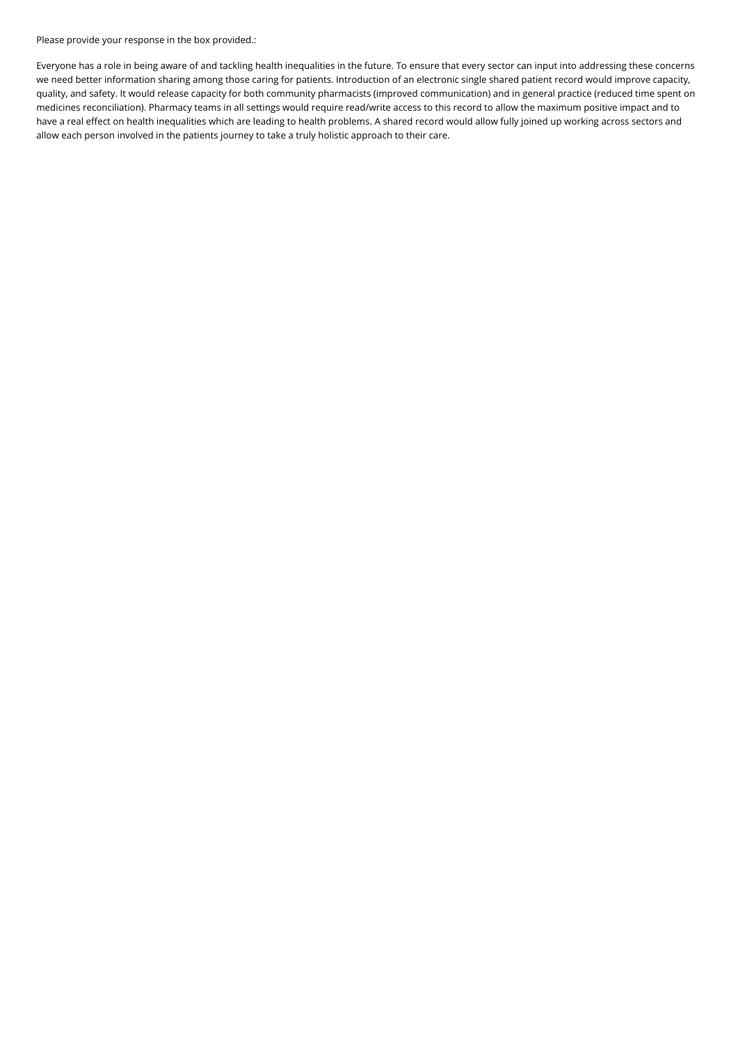Please provide your response in the box provided.:

Everyone has a role in being aware of and tackling health inequalities in the future. To ensure that every sector can input into addressing these concerns we need better information sharing among those caring for patients. Introduction of an electronic single shared patient record would improve capacity, quality, and safety. It would release capacity for both community pharmacists (improved communication) and in general practice (reduced time spent on medicines reconciliation). Pharmacy teams in all settings would require read/write access to this record to allow the maximum positive impact and to have a real effect on health inequalities which are leading to health problems. A shared record would allow fully joined up working across sectors and allow each person involved in the patients journey to take a truly holistic approach to their care.